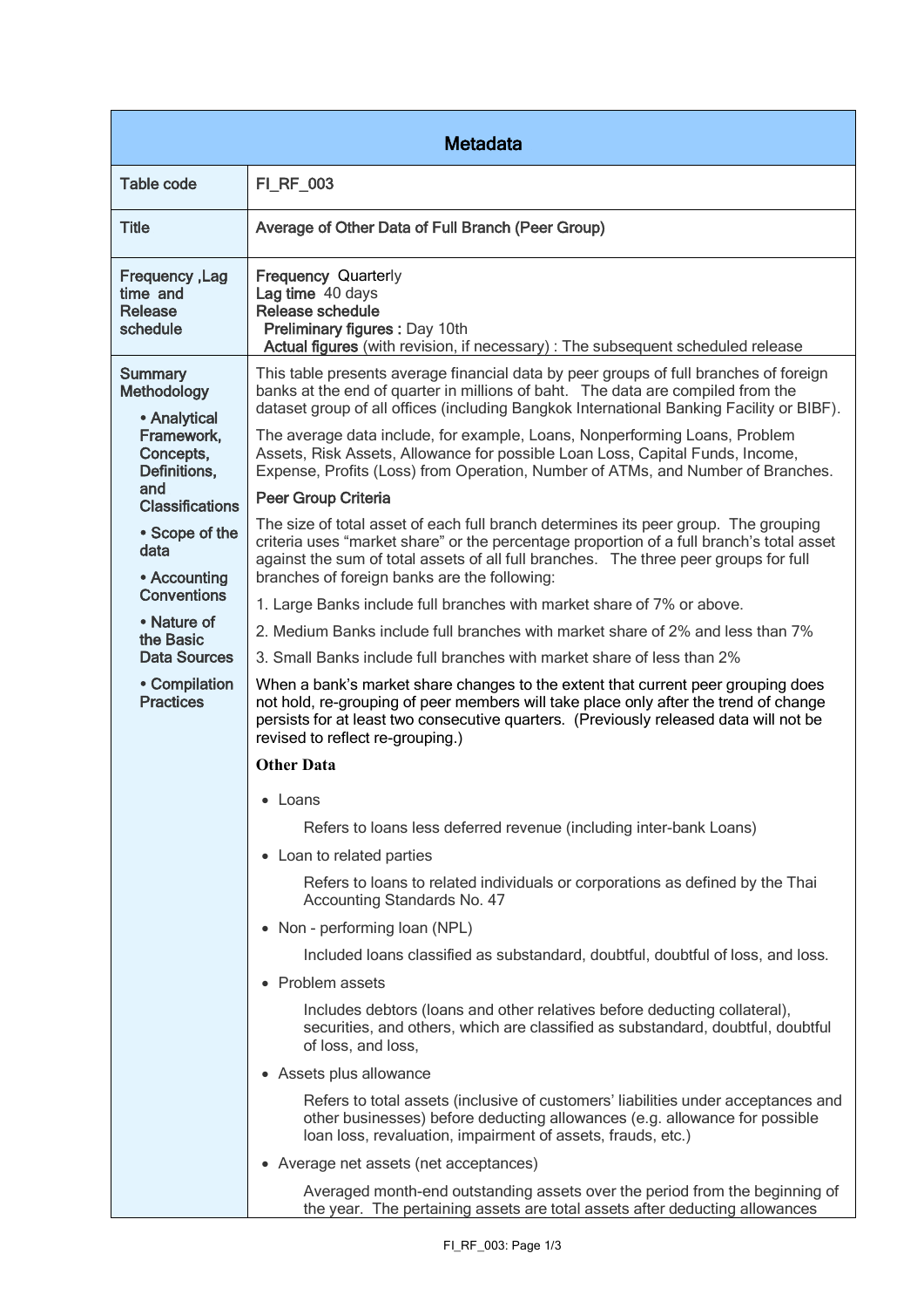# Metadata

| | |
|---|---|
| **Table code** | FI_RF_003 |
| **Title** | Average of Other Data of Full Branch (Peer Group) |
| **Frequency ,Lag time and Release schedule** | **Frequency** Quarterly<br>**Lag time** 40 days<br>**Release schedule**<br>**Preliminary figures :** Day 10th<br>**Actual figures** (with revision, if necessary) : The subsequent scheduled release |
| **Summary Methodology**<br>• Analytical Framework, Concepts, Definitions, and Classifications<br>• Scope of the data<br>• Accounting Conventions<br>• Nature of the Basic Data Sources<br>• Compilation Practices | This table presents average financial data by peer groups of full branches of foreign banks at the end of quarter in millions of baht. The data are compiled from the dataset group of all offices (including Bangkok International Banking Facility or BIBF).<br><br>The average data include, for example, Loans, Nonperforming Loans, Problem Assets, Risk Assets, Allowance for possible Loan Loss, Capital Funds, Income, Expense, Profits (Loss) from Operation, Number of ATMs, and Number of Branches.<br><br>**Peer Group Criteria**<br><br>The size of total asset of each full branch determines its peer group. The grouping criteria uses "market share" or the percentage proportion of a full branch's total asset against the sum of total assets of all full branches. The three peer groups for full branches of foreign banks are the following:<br><br>1. Large Banks include full branches with market share of 7% or above.<br>2. Medium Banks include full branches with market share of 2% and less than 7%<br>3. Small Banks include full branches with market share of less than 2%<br><br>When a bank's market share changes to the extent that current peer grouping does not hold, re-grouping of peer members will take place only after the trend of change persists for at least two consecutive quarters. (Previously released data will not be revised to reflect re-grouping.)<br><br>**Other Data**<br><br>• Loans<br>Refers to loans less deferred revenue (including inter-bank Loans)<br><br>• Loan to related parties<br>Refers to loans to related individuals or corporations as defined by the Thai Accounting Standards No. 47<br><br>• Non - performing loan (NPL)<br>Included loans classified as substandard, doubtful, doubtful of loss, and loss.<br><br>• Problem assets<br>Includes debtors (loans and other relatives before deducting collateral), securities, and others, which are classified as substandard, doubtful, doubtful of loss, and loss,<br><br>• Assets plus allowance<br>Refers to total assets (inclusive of customers' liabilities under acceptances and other businesses) before deducting allowances (e.g. allowance for possible loan loss, revaluation, impairment of assets, frauds, etc.)<br><br>• Average net assets (net acceptances)<br>Averaged month-end outstanding assets over the period from the beginning of the year. The pertaining assets are total assets after deducting allowances |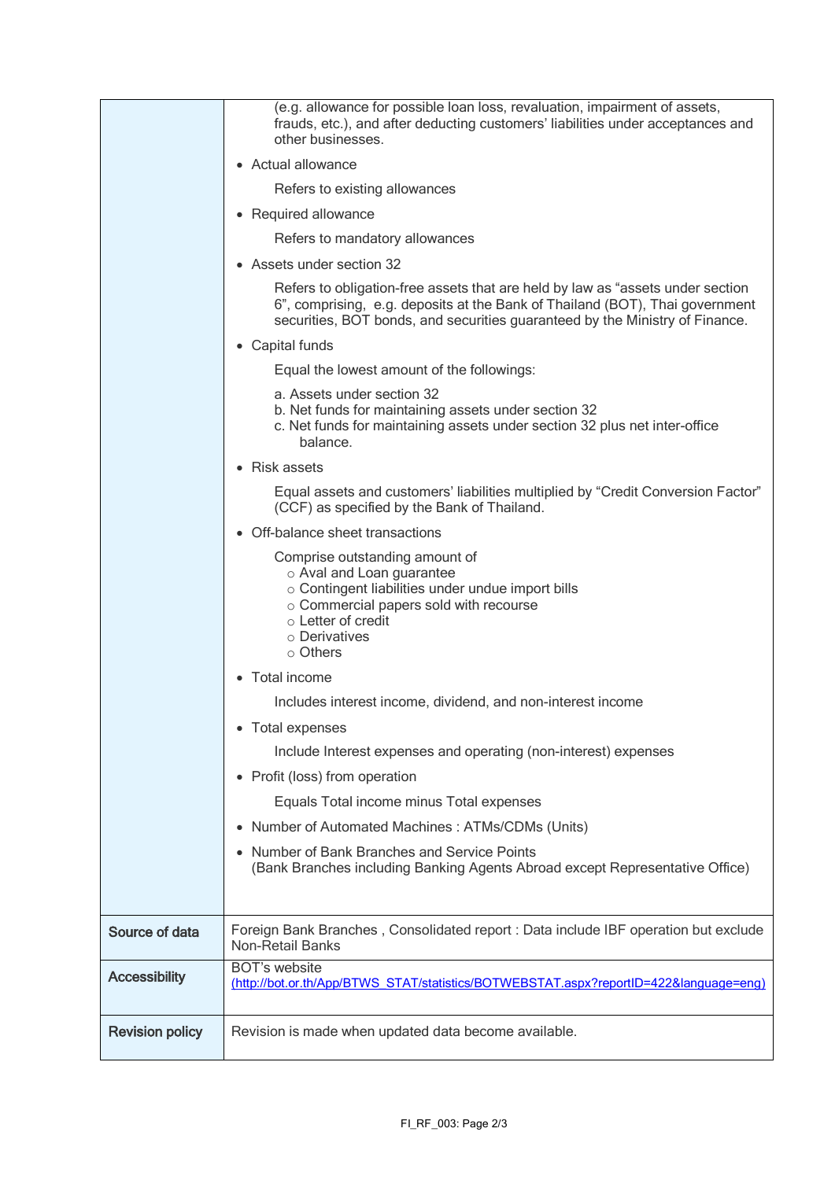| | |
|---|---|
| | (e.g. allowance for possible loan loss, revaluation, impairment of assets, frauds, etc.), and after deducting customers' liabilities under acceptances and other businesses.<br><br>• Actual allowance<br>Refers to existing allowances<br><br>• Required allowance<br>Refers to mandatory allowances<br><br>• Assets under section 32<br>Refers to obligation-free assets that are held by law as "assets under section 6", comprising,  e.g. deposits at the Bank of Thailand (BOT), Thai government securities, BOT bonds, and securities guaranteed by the Ministry of Finance.<br><br>• Capital funds<br>Equal the lowest amount of the followings:<br>a. Assets under section 32<br>b. Net funds for maintaining assets under section 32<br>c. Net funds for maintaining assets under section 32 plus net inter-office balance.<br><br>• Risk assets<br>Equal assets and customers' liabilities multiplied by "Credit Conversion Factor" (CCF) as specified by the Bank of Thailand.<br><br>• Off-balance sheet transactions<br>Comprise outstanding amount of<br>○ Aval and Loan guarantee<br>○ Contingent liabilities under undue import bills<br>○ Commercial papers sold with recourse<br>○ Letter of credit<br>○ Derivatives<br>○ Others<br><br>• Total income<br>Includes interest income, dividend, and non-interest income<br><br>• Total expenses<br>Include Interest expenses and operating (non-interest) expenses<br><br>• Profit (loss) from operation<br>Equals Total income minus Total expenses<br><br>• Number of Automated Machines : ATMs/CDMs (Units)<br><br>• Number of Bank Branches and Service Points<br>(Bank Branches including Banking Agents Abroad except Representative Office) |
| **Source of data** | Foreign Bank Branches , Consolidated report : Data include IBF operation but exclude Non-Retail Banks |
| **Accessibility** | BOT's website<br>(http://bot.or.th/App/BTWS_STAT/statistics/BOTWEBSTAT.aspx?reportID=422&language=eng) |
| **Revision policy** | Revision is made when updated data become available. |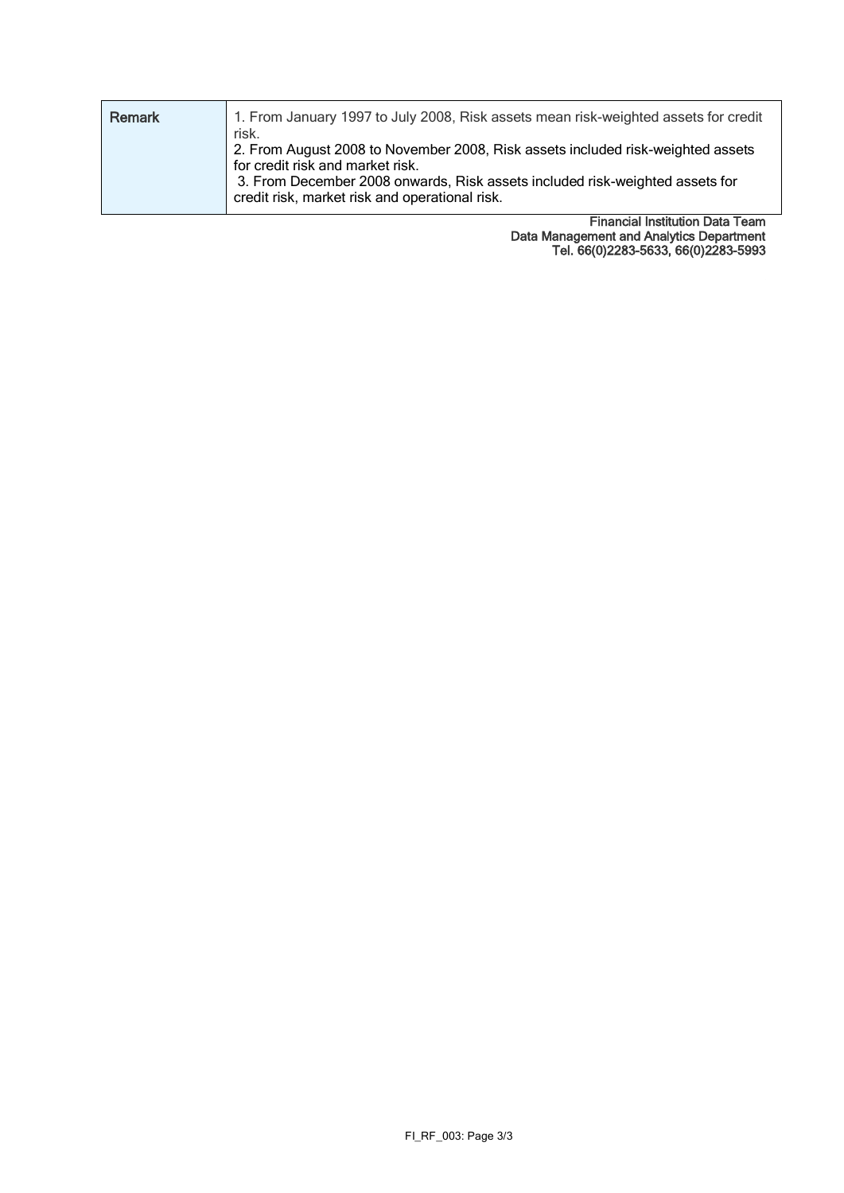| | |
|---|---|
| Remark | 1. From January 1997 to July 2008, Risk assets mean risk-weighted assets for credit risk.<br>2. From August 2008 to November 2008, Risk assets included risk-weighted assets for credit risk and market risk.<br>3. From December 2008 onwards, Risk assets included risk-weighted assets for credit risk, market risk and operational risk. |

**Financial Institution Data Team**
**Data Management and Analytics Department**
**Tel. 66(0)2283-5633, 66(0)2283-5993**